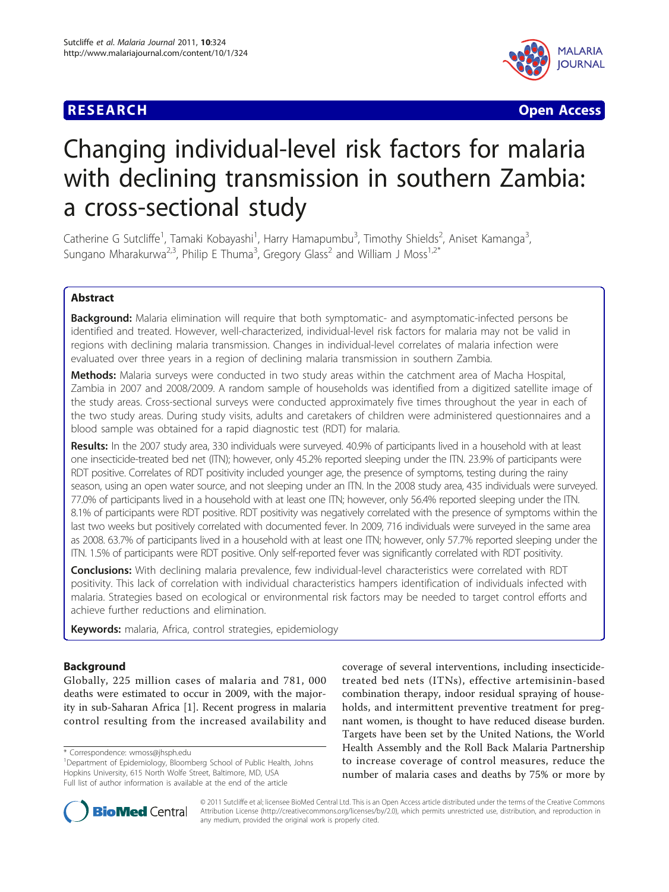**RESEARCH** **Open Access**

# Changing individual-level risk factors for malaria with declining transmission in southern Zambia: a cross-sectional study

Catherine G Sutcliffe[1], Tamaki Kobayashi[1], Harry Hamapumbu[3], Timothy Shields[2], Aniset Kamanga[3], Sungano Mharakurwa[2,3], Philip E Thuma[3], Gregory Glass[2] and William J Moss[1,2*]

## Abstract

**Background:** Malaria elimination will require that both symptomatic- and asymptomatic-infected persons be identified and treated. However, well-characterized, individual-level risk factors for malaria may not be valid in regions with declining malaria transmission. Changes in individual-level correlates of malaria infection were evaluated over three years in a region of declining malaria transmission in southern Zambia.

**Methods:** Malaria surveys were conducted in two study areas within the catchment area of Macha Hospital, Zambia in 2007 and 2008/2009. A random sample of households was identified from a digitized satellite image of the study areas. Cross-sectional surveys were conducted approximately five times throughout the year in each of the two study areas. During study visits, adults and caretakers of children were administered questionnaires and a blood sample was obtained for a rapid diagnostic test (RDT) for malaria.

**Results:** In the 2007 study area, 330 individuals were surveyed. 40.9% of participants lived in a household with at least one insecticide-treated bed net (ITN); however, only 45.2% reported sleeping under the ITN. 23.9% of participants were RDT positive. Correlates of RDT positivity included younger age, the presence of symptoms, testing during the rainy season, using an open water source, and not sleeping under an ITN. In the 2008 study area, 435 individuals were surveyed. 77.0% of participants lived in a household with at least one ITN; however, only 56.4% reported sleeping under the ITN. 8.1% of participants were RDT positive. RDT positivity was negatively correlated with the presence of symptoms within the last two weeks but positively correlated with documented fever. In 2009, 716 individuals were surveyed in the same area as 2008. 63.7% of participants lived in a household with at least one ITN; however, only 57.7% reported sleeping under the ITN. 1.5% of participants were RDT positive. Only self-reported fever was significantly correlated with RDT positivity.

**Conclusions:** With declining malaria prevalence, few individual-level characteristics were correlated with RDT positivity. This lack of correlation with individual characteristics hampers identification of individuals infected with malaria. Strategies based on ecological or environmental risk factors may be needed to target control efforts and achieve further reductions and elimination.

**Keywords:** malaria, Africa, control strategies, epidemiology

## Background

Globally, 225 million cases of malaria and 781, 000 deaths were estimated to occur in 2009, with the majority in sub-Saharan Africa [1]. Recent progress in malaria control resulting from the increased availability and coverage of several interventions, including insecticide-treated bed nets (ITNs), effective artemisinin-based combination therapy, indoor residual spraying of households, and intermittent preventive treatment for pregnant women, is thought to have reduced disease burden. Targets have been set by the United Nations, the World Health Assembly and the Roll Back Malaria Partnership to increase coverage of control measures, reduce the number of malaria cases and deaths by 75% or more by

\* Correspondence: wmoss@jhsph.edu

[1]Department of Epidemiology, Bloomberg School of Public Health, Johns Hopkins University, 615 North Wolfe Street, Baltimore, MD, USA

Full list of author information is available at the end of the article

© 2011 Sutcliffe et al; licensee BioMed Central Ltd. This is an Open Access article distributed under the terms of the Creative Commons Attribution License (http://creativecommons.org/licenses/by/2.0), which permits unrestricted use, distribution, and reproduction in any medium, provided the original work is properly cited.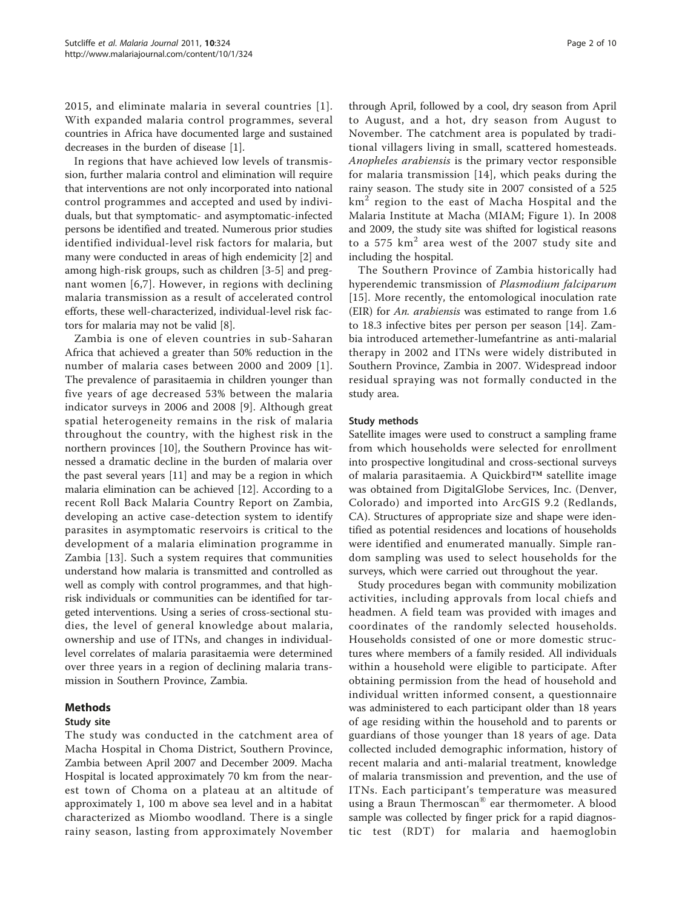2015, and eliminate malaria in several countries [1]. With expanded malaria control programmes, several countries in Africa have documented large and sustained decreases in the burden of disease [1].

In regions that have achieved low levels of transmission, further malaria control and elimination will require that interventions are not only incorporated into national control programmes and accepted and used by individuals, but that symptomatic- and asymptomatic-infected persons be identified and treated. Numerous prior studies identified individual-level risk factors for malaria, but many were conducted in areas of high endemicity [2] and among high-risk groups, such as children [3-5] and pregnant women [6,7]. However, in regions with declining malaria transmission as a result of accelerated control efforts, these well-characterized, individual-level risk factors for malaria may not be valid [8].

Zambia is one of eleven countries in sub-Saharan Africa that achieved a greater than 50% reduction in the number of malaria cases between 2000 and 2009 [1]. The prevalence of parasitaemia in children younger than five years of age decreased 53% between the malaria indicator surveys in 2006 and 2008 [9]. Although great spatial heterogeneity remains in the risk of malaria throughout the country, with the highest risk in the northern provinces [10], the Southern Province has witnessed a dramatic decline in the burden of malaria over the past several years [11] and may be a region in which malaria elimination can be achieved [12]. According to a recent Roll Back Malaria Country Report on Zambia, developing an active case-detection system to identify parasites in asymptomatic reservoirs is critical to the development of a malaria elimination programme in Zambia [13]. Such a system requires that communities understand how malaria is transmitted and controlled as well as comply with control programmes, and that high-risk individuals or communities can be identified for targeted interventions. Using a series of cross-sectional studies, the level of general knowledge about malaria, ownership and use of ITNs, and changes in individual-level correlates of malaria parasitaemia were determined over three years in a region of declining malaria transmission in Southern Province, Zambia.

## Methods

### Study site

The study was conducted in the catchment area of Macha Hospital in Choma District, Southern Province, Zambia between April 2007 and December 2009. Macha Hospital is located approximately 70 km from the nearest town of Choma on a plateau at an altitude of approximately 1, 100 m above sea level and in a habitat characterized as Miombo woodland. There is a single rainy season, lasting from approximately November through April, followed by a cool, dry season from April to August, and a hot, dry season from August to November. The catchment area is populated by traditional villagers living in small, scattered homesteads. *Anopheles arabiensis* is the primary vector responsible for malaria transmission [14], which peaks during the rainy season. The study site in 2007 consisted of a 525 $km^2$ region to the east of Macha Hospital and the Malaria Institute at Macha (MIAM; Figure 1). In 2008 and 2009, the study site was shifted for logistical reasons to a 575 $km^2$ area west of the 2007 study site and including the hospital.

The Southern Province of Zambia historically had hyperendemic transmission of *Plasmodium falciparum* [15]. More recently, the entomological inoculation rate (EIR) for *An. arabiensis* was estimated to range from 1.6 to 18.3 infective bites per person per season [14]. Zambia introduced artemether-lumefantrine as anti-malarial therapy in 2002 and ITNs were widely distributed in Southern Province, Zambia in 2007. Widespread indoor residual spraying was not formally conducted in the study area.

### Study methods

Satellite images were used to construct a sampling frame from which households were selected for enrollment into prospective longitudinal and cross-sectional surveys of malaria parasitaemia. A Quickbird™ satellite image was obtained from DigitalGlobe Services, Inc. (Denver, Colorado) and imported into ArcGIS 9.2 (Redlands, CA). Structures of appropriate size and shape were identified as potential residences and locations of households were identified and enumerated manually. Simple random sampling was used to select households for the surveys, which were carried out throughout the year.

Study procedures began with community mobilization activities, including approvals from local chiefs and headmen. A field team was provided with images and coordinates of the randomly selected households. Households consisted of one or more domestic structures where members of a family resided. All individuals within a household were eligible to participate. After obtaining permission from the head of household and individual written informed consent, a questionnaire was administered to each participant older than 18 years of age residing within the household and to parents or guardians of those younger than 18 years of age. Data collected included demographic information, history of recent malaria and anti-malarial treatment, knowledge of malaria transmission and prevention, and the use of ITNs. Each participant's temperature was measured using a Braun Thermoscan® ear thermometer. A blood sample was collected by finger prick for a rapid diagnostic test (RDT) for malaria and haemoglobin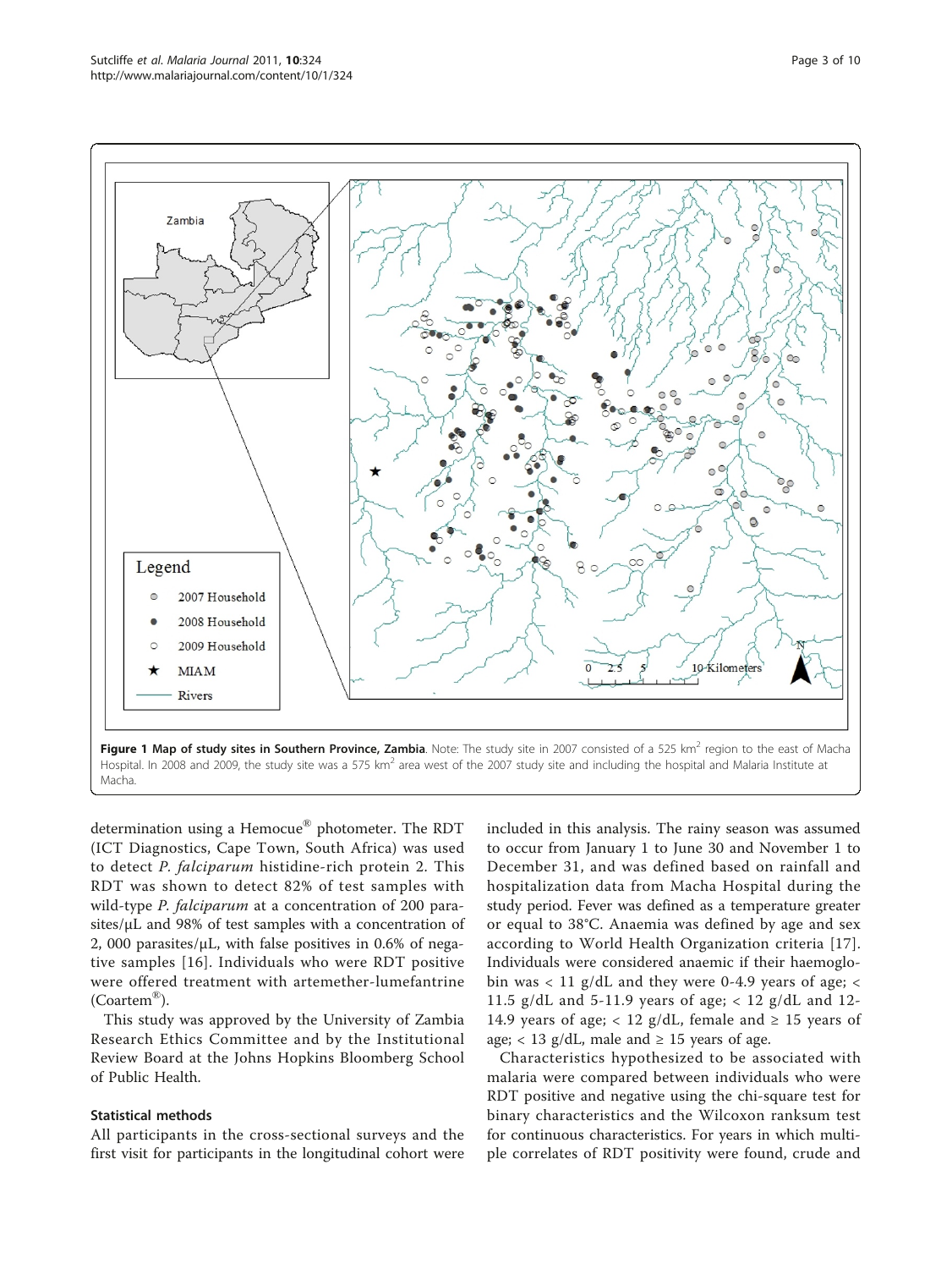**Figure 1 Map of study sites in Southern Province, Zambia**. Note: The study site in 2007 consisted of a 525 km$^2$ region to the east of Macha Hospital. In 2008 and 2009, the study site was a 575 km$^2$ area west of the 2007 study site and including the hospital and Malaria Institute at Macha.

determination using a Hemocue® photometer. The RDT (ICT Diagnostics, Cape Town, South Africa) was used to detect *P. falciparum* histidine-rich protein 2. This RDT was shown to detect 82% of test samples with wild-type *P. falciparum* at a concentration of 200 parasites/μL and 98% of test samples with a concentration of 2, 000 parasites/μL, with false positives in 0.6% of negative samples [16]. Individuals who were RDT positive were offered treatment with artemether-lumefantrine (Coartem®).

This study was approved by the University of Zambia Research Ethics Committee and by the Institutional Review Board at the Johns Hopkins Bloomberg School of Public Health.

### Statistical methods

All participants in the cross-sectional surveys and the first visit for participants in the longitudinal cohort were included in this analysis. The rainy season was assumed to occur from January 1 to June 30 and November 1 to December 31, and was defined based on rainfall and hospitalization data from Macha Hospital during the study period. Fever was defined as a temperature greater or equal to 38°C. Anaemia was defined by age and sex according to World Health Organization criteria [17]. Individuals were considered anaemic if their haemoglobin was < 11 g/dL and they were 0-4.9 years of age; < 11.5 g/dL and 5-11.9 years of age; < 12 g/dL and 12-14.9 years of age; < 12 g/dL, female and ≥ 15 years of age; < 13 g/dL, male and ≥ 15 years of age.

Characteristics hypothesized to be associated with malaria were compared between individuals who were RDT positive and negative using the chi-square test for binary characteristics and the Wilcoxon ranksum test for continuous characteristics. For years in which multiple correlates of RDT positivity were found, crude and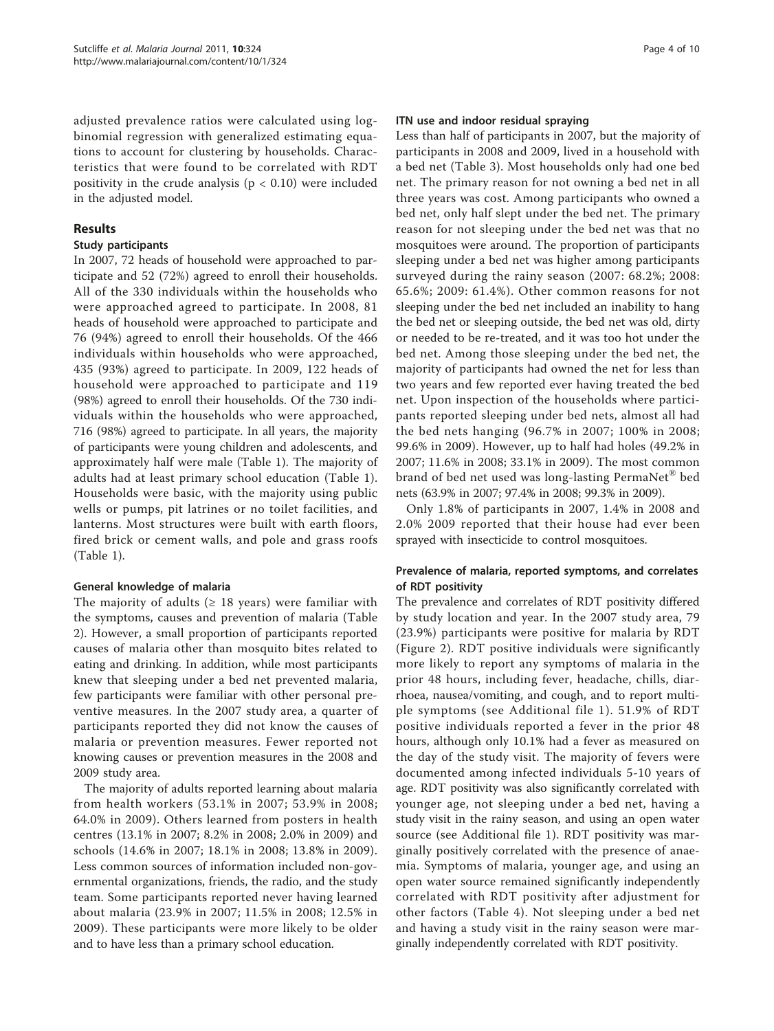adjusted prevalence ratios were calculated using log-binomial regression with generalized estimating equations to account for clustering by households. Characteristics that were found to be correlated with RDT positivity in the crude analysis ($p < 0.10$) were included in the adjusted model.

## Results

### Study participants

In 2007, 72 heads of household were approached to participate and 52 (72%) agreed to enroll their households. All of the 330 individuals within the households who were approached agreed to participate. In 2008, 81 heads of household were approached to participate and 76 (94%) agreed to enroll their households. Of the 466 individuals within households who were approached, 435 (93%) agreed to participate. In 2009, 122 heads of household were approached to participate and 119 (98%) agreed to enroll their households. Of the 730 individuals within the households who were approached, 716 (98%) agreed to participate. In all years, the majority of participants were young children and adolescents, and approximately half were male (Table 1). The majority of adults had at least primary school education (Table 1). Households were basic, with the majority using public wells or pumps, pit latrines or no toilet facilities, and lanterns. Most structures were built with earth floors, fired brick or cement walls, and pole and grass roofs (Table 1).

### General knowledge of malaria

The majority of adults (≥ 18 years) were familiar with the symptoms, causes and prevention of malaria (Table 2). However, a small proportion of participants reported causes of malaria other than mosquito bites related to eating and drinking. In addition, while most participants knew that sleeping under a bed net prevented malaria, few participants were familiar with other personal preventive measures. In the 2007 study area, a quarter of participants reported they did not know the causes of malaria or prevention measures. Fewer reported not knowing causes or prevention measures in the 2008 and 2009 study area.

The majority of adults reported learning about malaria from health workers (53.1% in 2007; 53.9% in 2008; 64.0% in 2009). Others learned from posters in health centres (13.1% in 2007; 8.2% in 2008; 2.0% in 2009) and schools (14.6% in 2007; 18.1% in 2008; 13.8% in 2009). Less common sources of information included non-governmental organizations, friends, the radio, and the study team. Some participants reported never having learned about malaria (23.9% in 2007; 11.5% in 2008; 12.5% in 2009). These participants were more likely to be older and to have less than a primary school education.

### ITN use and indoor residual spraying

Less than half of participants in 2007, but the majority of participants in 2008 and 2009, lived in a household with a bed net (Table 3). Most households only had one bed net. The primary reason for not owning a bed net in all three years was cost. Among participants who owned a bed net, only half slept under the bed net. The primary reason for not sleeping under the bed net was that no mosquitoes were around. The proportion of participants sleeping under a bed net was higher among participants surveyed during the rainy season (2007: 68.2%; 2008: 65.6%; 2009: 61.4%). Other common reasons for not sleeping under the bed net included an inability to hang the bed net or sleeping outside, the bed net was old, dirty or needed to be re-treated, and it was too hot under the bed net. Among those sleeping under the bed net, the majority of participants had owned the net for less than two years and few reported ever having treated the bed net. Upon inspection of the households where participants reported sleeping under bed nets, almost all had the bed nets hanging (96.7% in 2007; 100% in 2008; 99.6% in 2009). However, up to half had holes (49.2% in 2007; 11.6% in 2008; 33.1% in 2009). The most common brand of bed net used was long-lasting PermaNet® bed nets (63.9% in 2007; 97.4% in 2008; 99.3% in 2009).

Only 1.8% of participants in 2007, 1.4% in 2008 and 2.0% 2009 reported that their house had ever been sprayed with insecticide to control mosquitoes.

### Prevalence of malaria, reported symptoms, and correlates of RDT positivity

The prevalence and correlates of RDT positivity differed by study location and year. In the 2007 study area, 79 (23.9%) participants were positive for malaria by RDT (Figure 2). RDT positive individuals were significantly more likely to report any symptoms of malaria in the prior 48 hours, including fever, headache, chills, diarrhoea, nausea/vomiting, and cough, and to report multiple symptoms (see Additional file 1). 51.9% of RDT positive individuals reported a fever in the prior 48 hours, although only 10.1% had a fever as measured on the day of the study visit. The majority of fevers were documented among infected individuals 5-10 years of age. RDT positivity was also significantly correlated with younger age, not sleeping under a bed net, having a study visit in the rainy season, and using an open water source (see Additional file 1). RDT positivity was marginally positively correlated with the presence of anaemia. Symptoms of malaria, younger age, and using an open water source remained significantly independently correlated with RDT positivity after adjustment for other factors (Table 4). Not sleeping under a bed net and having a study visit in the rainy season were marginally independently correlated with RDT positivity.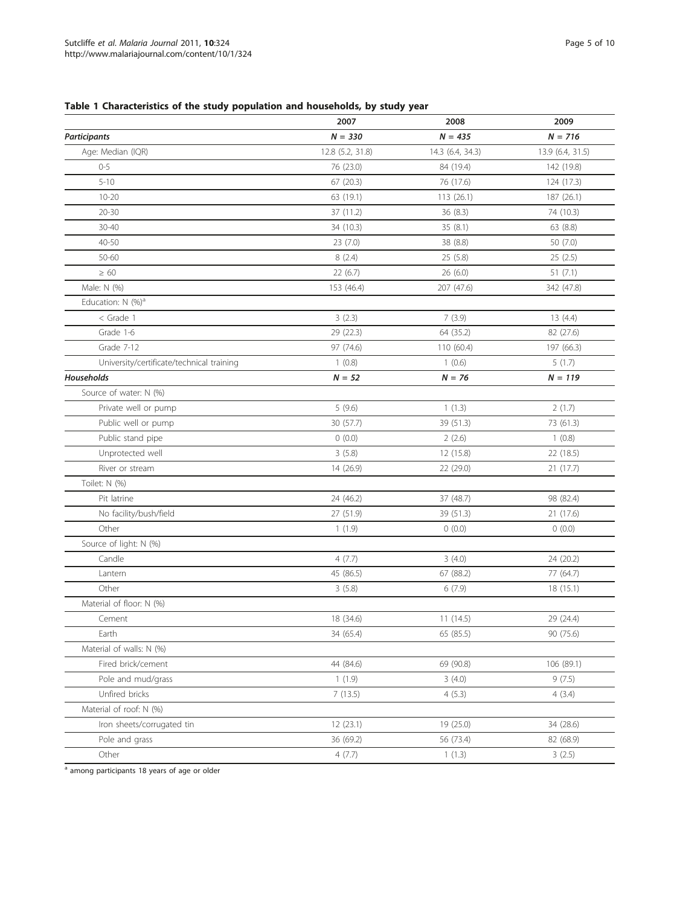**Table 1 Characteristics of the study population and households, by study year**

| | 2007 | 2008 | 2009 |
|---|---|---|---|
| ***Participants*** | ***N = 330*** | ***N = 435*** | ***N = 716*** |
| Age: Median (IQR) | 12.8 (5.2, 31.8) | 14.3 (6.4, 34.3) | 13.9 (6.4, 31.5) |
| 0-5 | 76 (23.0) | 84 (19.4) | 142 (19.8) |
| 5-10 | 67 (20.3) | 76 (17.6) | 124 (17.3) |
| 10-20 | 63 (19.1) | 113 (26.1) | 187 (26.1) |
| 20-30 | 37 (11.2) | 36 (8.3) | 74 (10.3) |
| 30-40 | 34 (10.3) | 35 (8.1) | 63 (8.8) |
| 40-50 | 23 (7.0) | 38 (8.8) | 50 (7.0) |
| 50-60 | 8 (2.4) | 25 (5.8) | 25 (2.5) |
| ≥ 60 | 22 (6.7) | 26 (6.0) | 51 (7.1) |
| Male: N (%) | 153 (46.4) | 207 (47.6) | 342 (47.8) |
| Education: N (%)[a] | | | |
| < Grade 1 | 3 (2.3) | 7 (3.9) | 13 (4.4) |
| Grade 1-6 | 29 (22.3) | 64 (35.2) | 82 (27.6) |
| Grade 7-12 | 97 (74.6) | 110 (60.4) | 197 (66.3) |
| University/certificate/technical training | 1 (0.8) | 1 (0.6) | 5 (1.7) |
| ***Households*** | ***N = 52*** | ***N = 76*** | ***N = 119*** |
| Source of water: N (%) | | | |
| Private well or pump | 5 (9.6) | 1 (1.3) | 2 (1.7) |
| Public well or pump | 30 (57.7) | 39 (51.3) | 73 (61.3) |
| Public stand pipe | 0 (0.0) | 2 (2.6) | 1 (0.8) |
| Unprotected well | 3 (5.8) | 12 (15.8) | 22 (18.5) |
| River or stream | 14 (26.9) | 22 (29.0) | 21 (17.7) |
| Toilet: N (%) | | | |
| Pit latrine | 24 (46.2) | 37 (48.7) | 98 (82.4) |
| No facility/bush/field | 27 (51.9) | 39 (51.3) | 21 (17.6) |
| Other | 1 (1.9) | 0 (0.0) | 0 (0.0) |
| Source of light: N (%) | | | |
| Candle | 4 (7.7) | 3 (4.0) | 24 (20.2) |
| Lantern | 45 (86.5) | 67 (88.2) | 77 (64.7) |
| Other | 3 (5.8) | 6 (7.9) | 18 (15.1) |
| Material of floor: N (%) | | | |
| Cement | 18 (34.6) | 11 (14.5) | 29 (24.4) |
| Earth | 34 (65.4) | 65 (85.5) | 90 (75.6) |
| Material of walls: N (%) | | | |
| Fired brick/cement | 44 (84.6) | 69 (90.8) | 106 (89.1) |
| Pole and mud/grass | 1 (1.9) | 3 (4.0) | 9 (7.5) |
| Unfired bricks | 7 (13.5) | 4 (5.3) | 4 (3.4) |
| Material of roof: N (%) | | | |
| Iron sheets/corrugated tin | 12 (23.1) | 19 (25.0) | 34 (28.6) |
| Pole and grass | 36 (69.2) | 56 (73.4) | 82 (68.9) |
| Other | 4 (7.7) | 1 (1.3) | 3 (2.5) |

[a] among participants 18 years of age or older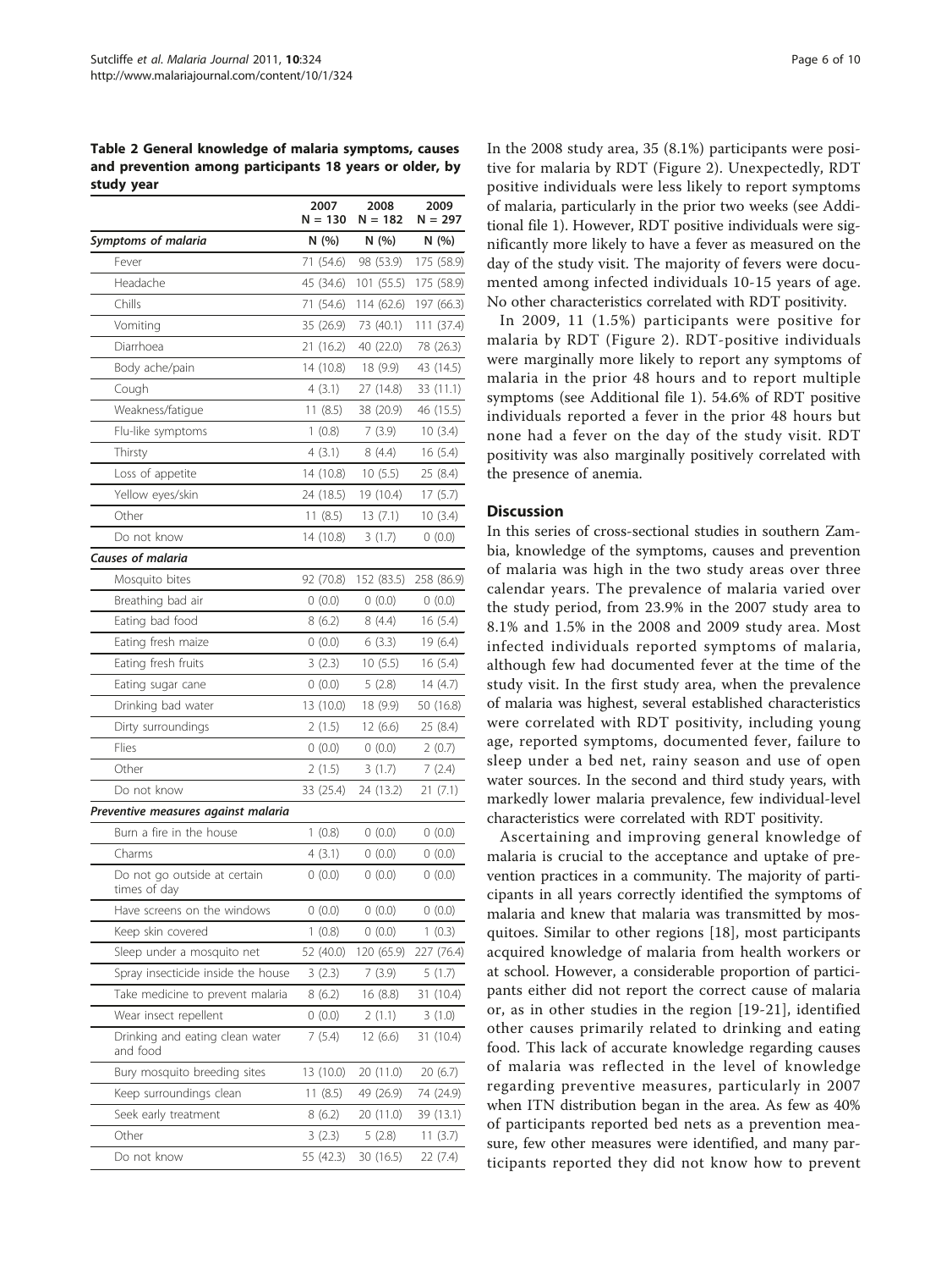**Table 2 General knowledge of malaria symptoms, causes and prevention among participants 18 years or older, by study year**

| | 2007 N = 130 | 2008 N = 182 | 2009 N = 297 |
|---|---|---|---|
| *Symptoms of malaria* | N (%) | N (%) | N (%) |
| Fever | 71 (54.6) | 98 (53.9) | 175 (58.9) |
| Headache | 45 (34.6) | 101 (55.5) | 175 (58.9) |
| Chills | 71 (54.6) | 114 (62.6) | 197 (66.3) |
| Vomiting | 35 (26.9) | 73 (40.1) | 111 (37.4) |
| Diarrhoea | 21 (16.2) | 40 (22.0) | 78 (26.3) |
| Body ache/pain | 14 (10.8) | 18 (9.9) | 43 (14.5) |
| Cough | 4 (3.1) | 27 (14.8) | 33 (11.1) |
| Weakness/fatigue | 11 (8.5) | 38 (20.9) | 46 (15.5) |
| Flu-like symptoms | 1 (0.8) | 7 (3.9) | 10 (3.4) |
| Thirsty | 4 (3.1) | 8 (4.4) | 16 (5.4) |
| Loss of appetite | 14 (10.8) | 10 (5.5) | 25 (8.4) |
| Yellow eyes/skin | 24 (18.5) | 19 (10.4) | 17 (5.7) |
| Other | 11 (8.5) | 13 (7.1) | 10 (3.4) |
| Do not know | 14 (10.8) | 3 (1.7) | 0 (0.0) |
| *Causes of malaria* | | | |
| Mosquito bites | 92 (70.8) | 152 (83.5) | 258 (86.9) |
| Breathing bad air | 0 (0.0) | 0 (0.0) | 0 (0.0) |
| Eating bad food | 8 (6.2) | 8 (4.4) | 16 (5.4) |
| Eating fresh maize | 0 (0.0) | 6 (3.3) | 19 (6.4) |
| Eating fresh fruits | 3 (2.3) | 10 (5.5) | 16 (5.4) |
| Eating sugar cane | 0 (0.0) | 5 (2.8) | 14 (4.7) |
| Drinking bad water | 13 (10.0) | 18 (9.9) | 50 (16.8) |
| Dirty surroundings | 2 (1.5) | 12 (6.6) | 25 (8.4) |
| Flies | 0 (0.0) | 0 (0.0) | 2 (0.7) |
| Other | 2 (1.5) | 3 (1.7) | 7 (2.4) |
| Do not know | 33 (25.4) | 24 (13.2) | 21 (7.1) |
| *Preventive measures against malaria* | | | |
| Burn a fire in the house | 1 (0.8) | 0 (0.0) | 0 (0.0) |
| Charms | 4 (3.1) | 0 (0.0) | 0 (0.0) |
| Do not go outside at certain times of day | 0 (0.0) | 0 (0.0) | 0 (0.0) |
| Have screens on the windows | 0 (0.0) | 0 (0.0) | 0 (0.0) |
| Keep skin covered | 1 (0.8) | 0 (0.0) | 1 (0.3) |
| Sleep under a mosquito net | 52 (40.0) | 120 (65.9) | 227 (76.4) |
| Spray insecticide inside the house | 3 (2.3) | 7 (3.9) | 5 (1.7) |
| Take medicine to prevent malaria | 8 (6.2) | 16 (8.8) | 31 (10.4) |
| Wear insect repellent | 0 (0.0) | 2 (1.1) | 3 (1.0) |
| Drinking and eating clean water and food | 7 (5.4) | 12 (6.6) | 31 (10.4) |
| Bury mosquito breeding sites | 13 (10.0) | 20 (11.0) | 20 (6.7) |
| Keep surroundings clean | 11 (8.5) | 49 (26.9) | 74 (24.9) |
| Seek early treatment | 8 (6.2) | 20 (11.0) | 39 (13.1) |
| Other | 3 (2.3) | 5 (2.8) | 11 (3.7) |
| Do not know | 55 (42.3) | 30 (16.5) | 22 (7.4) |

In the 2008 study area, 35 (8.1%) participants were positive for malaria by RDT (Figure 2). Unexpectedly, RDT positive individuals were less likely to report symptoms of malaria, particularly in the prior two weeks (see Additional file 1). However, RDT positive individuals were significantly more likely to have a fever as measured on the day of the study visit. The majority of fevers were documented among infected individuals 10-15 years of age. No other characteristics correlated with RDT positivity.

In 2009, 11 (1.5%) participants were positive for malaria by RDT (Figure 2). RDT-positive individuals were marginally more likely to report any symptoms of malaria in the prior 48 hours and to report multiple symptoms (see Additional file 1). 54.6% of RDT positive individuals reported a fever in the prior 48 hours but none had a fever on the day of the study visit. RDT positivity was also marginally positively correlated with the presence of anemia.

## Discussion

In this series of cross-sectional studies in southern Zambia, knowledge of the symptoms, causes and prevention of malaria was high in the two study areas over three calendar years. The prevalence of malaria varied over the study period, from 23.9% in the 2007 study area to 8.1% and 1.5% in the 2008 and 2009 study area. Most infected individuals reported symptoms of malaria, although few had documented fever at the time of the study visit. In the first study area, when the prevalence of malaria was highest, several established characteristics were correlated with RDT positivity, including young age, reported symptoms, documented fever, failure to sleep under a bed net, rainy season and use of open water sources. In the second and third study years, with markedly lower malaria prevalence, few individual-level characteristics were correlated with RDT positivity.

Ascertaining and improving general knowledge of malaria is crucial to the acceptance and uptake of prevention practices in a community. The majority of participants in all years correctly identified the symptoms of malaria and knew that malaria was transmitted by mosquitoes. Similar to other regions [18], most participants acquired knowledge of malaria from health workers or at school. However, a considerable proportion of participants either did not report the correct cause of malaria or, as in other studies in the region [19-21], identified other causes primarily related to drinking and eating food. This lack of accurate knowledge regarding causes of malaria was reflected in the level of knowledge regarding preventive measures, particularly in 2007 when ITN distribution began in the area. As few as 40% of participants reported bed nets as a prevention measure, few other measures were identified, and many participants reported they did not know how to prevent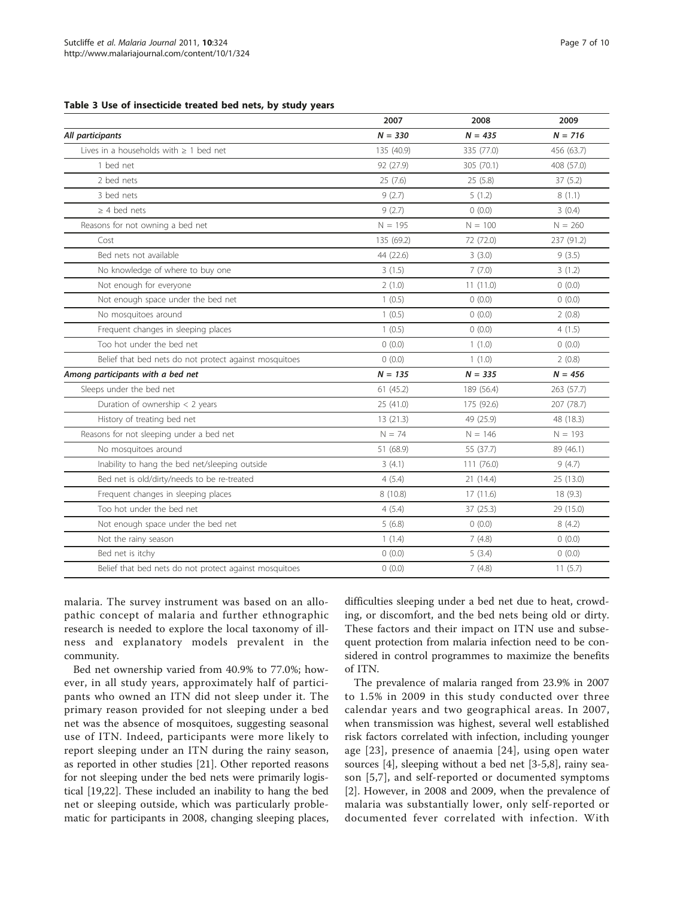**Table 3 Use of insecticide treated bed nets, by study years**

| | 2007 | 2008 | 2009 |
|---|---|---|---|
| ***All participants*** | ***N = 330*** | ***N = 435*** | ***N = 716*** |
| Lives in a households with ≥ 1 bed net | 135 (40.9) | 335 (77.0) | 456 (63.7) |
| 1 bed net | 92 (27.9) | 305 (70.1) | 408 (57.0) |
| 2 bed nets | 25 (7.6) | 25 (5.8) | 37 (5.2) |
| 3 bed nets | 9 (2.7) | 5 (1.2) | 8 (1.1) |
| ≥ 4 bed nets | 9 (2.7) | 0 (0.0) | 3 (0.4) |
| Reasons for not owning a bed net | N = 195 | N = 100 | N = 260 |
| Cost | 135 (69.2) | 72 (72.0) | 237 (91.2) |
| Bed nets not available | 44 (22.6) | 3 (3.0) | 9 (3.5) |
| No knowledge of where to buy one | 3 (1.5) | 7 (7.0) | 3 (1.2) |
| Not enough for everyone | 2 (1.0) | 11 (11.0) | 0 (0.0) |
| Not enough space under the bed net | 1 (0.5) | 0 (0.0) | 0 (0.0) |
| No mosquitoes around | 1 (0.5) | 0 (0.0) | 2 (0.8) |
| Frequent changes in sleeping places | 1 (0.5) | 0 (0.0) | 4 (1.5) |
| Too hot under the bed net | 0 (0.0) | 1 (1.0) | 0 (0.0) |
| Belief that bed nets do not protect against mosquitoes | 0 (0.0) | 1 (1.0) | 2 (0.8) |
| ***Among participants with a bed net*** | ***N = 135*** | ***N = 335*** | ***N = 456*** |
| Sleeps under the bed net | 61 (45.2) | 189 (56.4) | 263 (57.7) |
| Duration of ownership < 2 years | 25 (41.0) | 175 (92.6) | 207 (78.7) |
| History of treating bed net | 13 (21.3) | 49 (25.9) | 48 (18.3) |
| Reasons for not sleeping under a bed net | N = 74 | N = 146 | N = 193 |
| No mosquitoes around | 51 (68.9) | 55 (37.7) | 89 (46.1) |
| Inability to hang the bed net/sleeping outside | 3 (4.1) | 111 (76.0) | 9 (4.7) |
| Bed net is old/dirty/needs to be re-treated | 4 (5.4) | 21 (14.4) | 25 (13.0) |
| Frequent changes in sleeping places | 8 (10.8) | 17 (11.6) | 18 (9.3) |
| Too hot under the bed net | 4 (5.4) | 37 (25.3) | 29 (15.0) |
| Not enough space under the bed net | 5 (6.8) | 0 (0.0) | 8 (4.2) |
| Not the rainy season | 1 (1.4) | 7 (4.8) | 0 (0.0) |
| Bed net is itchy | 0 (0.0) | 5 (3.4) | 0 (0.0) |
| Belief that bed nets do not protect against mosquitoes | 0 (0.0) | 7 (4.8) | 11 (5.7) |

malaria. The survey instrument was based on an allopathic concept of malaria and further ethnographic research is needed to explore the local taxonomy of illness and explanatory models prevalent in the community.

Bed net ownership varied from 40.9% to 77.0%; however, in all study years, approximately half of participants who owned an ITN did not sleep under it. The primary reason provided for not sleeping under a bed net was the absence of mosquitoes, suggesting seasonal use of ITN. Indeed, participants were more likely to report sleeping under an ITN during the rainy season, as reported in other studies [21]. Other reported reasons for not sleeping under the bed nets were primarily logistical [19,22]. These included an inability to hang the bed net or sleeping outside, which was particularly problematic for participants in 2008, changing sleeping places, difficulties sleeping under a bed net due to heat, crowding, or discomfort, and the bed nets being old or dirty. These factors and their impact on ITN use and subsequent protection from malaria infection need to be considered in control programmes to maximize the benefits of ITN.

The prevalence of malaria ranged from 23.9% in 2007 to 1.5% in 2009 in this study conducted over three calendar years and two geographical areas. In 2007, when transmission was highest, several well established risk factors correlated with infection, including younger age [23], presence of anaemia [24], using open water sources [4], sleeping without a bed net [3-5,8], rainy season [5,7], and self-reported or documented symptoms [2]. However, in 2008 and 2009, when the prevalence of malaria was substantially lower, only self-reported or documented fever correlated with infection. With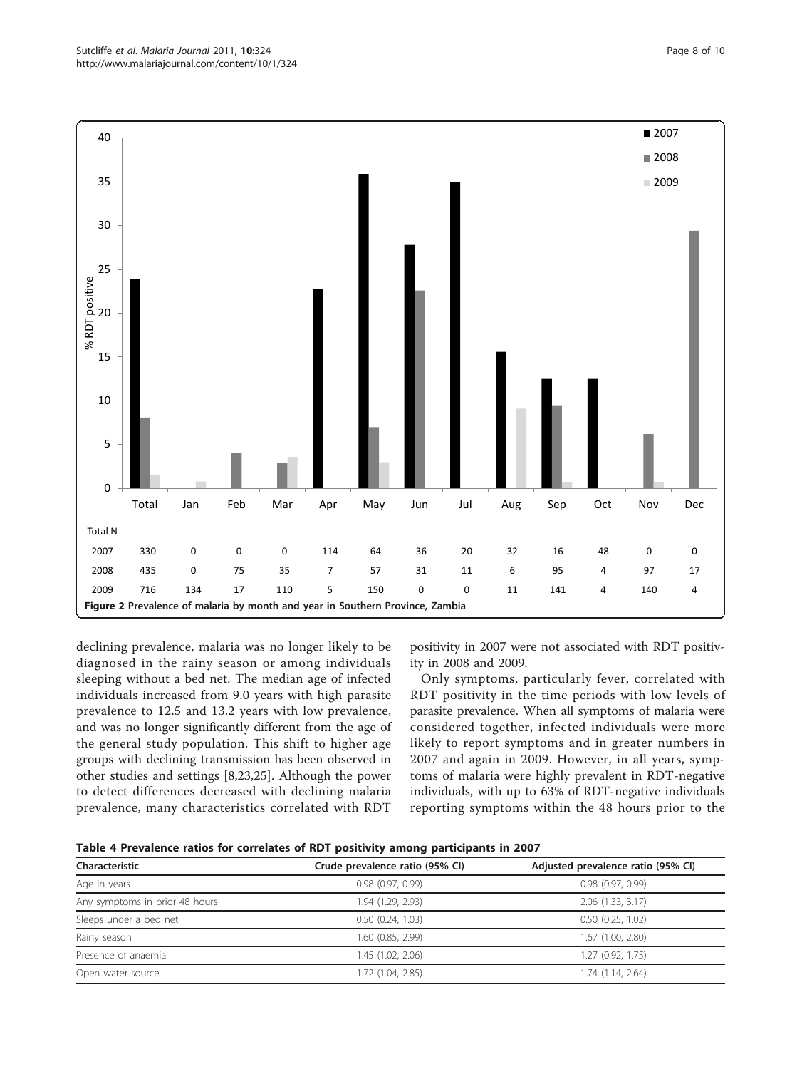| Total N | Total | Jan | Feb | Mar | Apr | May | Jun | Jul | Aug | Sep | Oct | Nov | Dec |
|---|---|---|---|---|---|---|---|---|---|---|---|---|---|
| 2007 | 330 | 0 | 0 | 0 | 114 | 64 | 36 | 20 | 32 | 16 | 48 | 0 | 0 |
| 2008 | 435 | 0 | 75 | 35 | 7 | 57 | 31 | 11 | 6 | 95 | 4 | 97 | 17 |
| 2009 | 716 | 134 | 17 | 110 | 5 | 150 | 0 | 0 | 11 | 141 | 4 | 140 | 4 |

**Figure 2 Prevalence of malaria by month and year in Southern Province, Zambia**.

declining prevalence, malaria was no longer likely to be diagnosed in the rainy season or among individuals sleeping without a bed net. The median age of infected individuals increased from 9.0 years with high parasite prevalence to 12.5 and 13.2 years with low prevalence, and was no longer significantly different from the age of the general study population. This shift to higher age groups with declining transmission has been observed in other studies and settings [8,23,25]. Although the power to detect differences decreased with declining malaria prevalence, many characteristics correlated with RDT positivity in 2007 were not associated with RDT positivity in 2008 and 2009.

Only symptoms, particularly fever, correlated with RDT positivity in the time periods with low levels of parasite prevalence. When all symptoms of malaria were considered together, infected individuals were more likely to report symptoms and in greater numbers in 2007 and again in 2009. However, in all years, symptoms of malaria were highly prevalent in RDT-negative individuals, with up to 63% of RDT-negative individuals reporting symptoms within the 48 hours prior to the

**Table 4 Prevalence ratios for correlates of RDT positivity among participants in 2007**

| Characteristic | Crude prevalence ratio (95% CI) | Adjusted prevalence ratio (95% CI) |
|---|---|---|
| Age in years | 0.98 (0.97, 0.99) | 0.98 (0.97, 0.99) |
| Any symptoms in prior 48 hours | 1.94 (1.29, 2.93) | 2.06 (1.33, 3.17) |
| Sleeps under a bed net | 0.50 (0.24, 1.03) | 0.50 (0.25, 1.02) |
| Rainy season | 1.60 (0.85, 2.99) | 1.67 (1.00, 2.80) |
| Presence of anaemia | 1.45 (1.02, 2.06) | 1.27 (0.92, 1.75) |
| Open water source | 1.72 (1.04, 2.85) | 1.74 (1.14, 2.64) |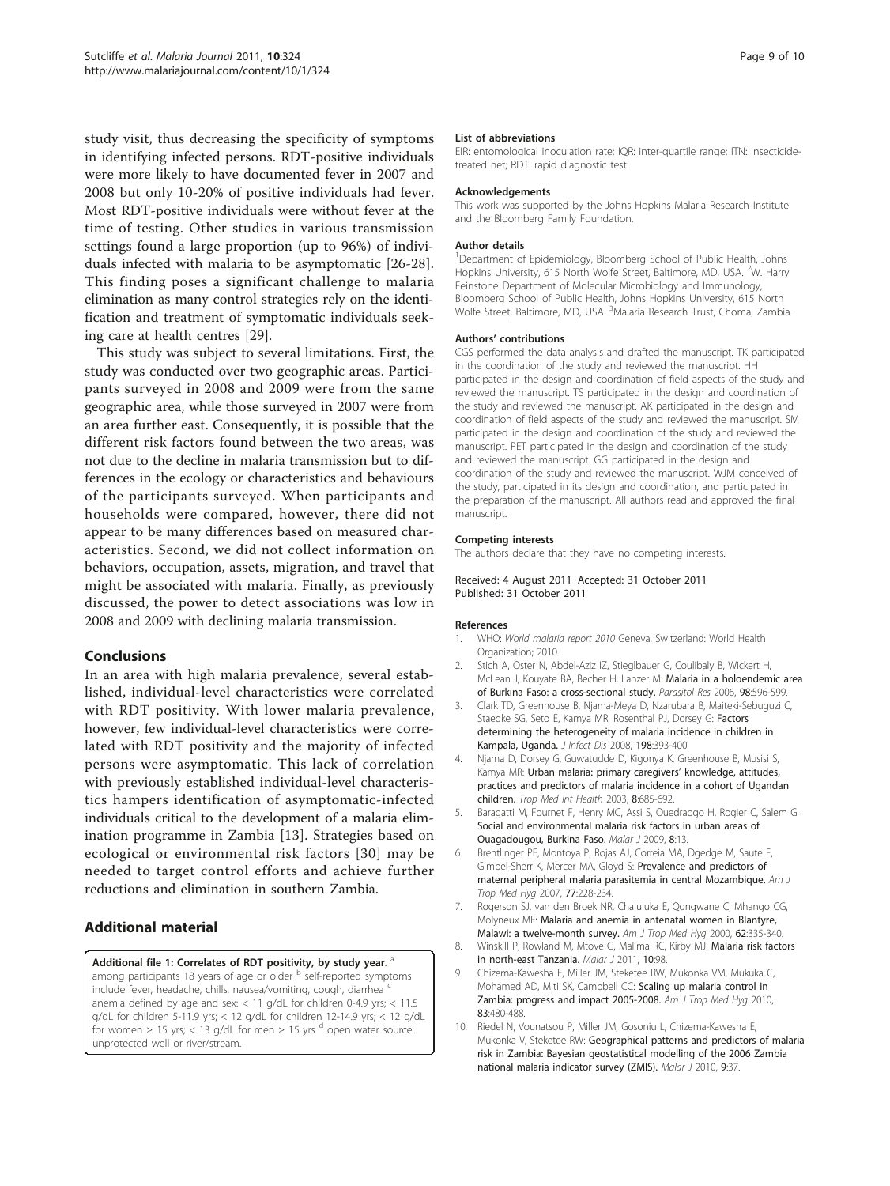study visit, thus decreasing the specificity of symptoms in identifying infected persons. RDT-positive individuals were more likely to have documented fever in 2007 and 2008 but only 10-20% of positive individuals had fever. Most RDT-positive individuals were without fever at the time of testing. Other studies in various transmission settings found a large proportion (up to 96%) of individuals infected with malaria to be asymptomatic [26-28]. This finding poses a significant challenge to malaria elimination as many control strategies rely on the identification and treatment of symptomatic individuals seeking care at health centres [29].

This study was subject to several limitations. First, the study was conducted over two geographic areas. Participants surveyed in 2008 and 2009 were from the same geographic area, while those surveyed in 2007 were from an area further east. Consequently, it is possible that the different risk factors found between the two areas, was not due to the decline in malaria transmission but to differences in the ecology or characteristics and behaviours of the participants surveyed. When participants and households were compared, however, there did not appear to be many differences based on measured characteristics. Second, we did not collect information on behaviors, occupation, assets, migration, and travel that might be associated with malaria. Finally, as previously discussed, the power to detect associations was low in 2008 and 2009 with declining malaria transmission.

## Conclusions

In an area with high malaria prevalence, several established, individual-level characteristics were correlated with RDT positivity. With lower malaria prevalence, however, few individual-level characteristics were correlated with RDT positivity and the majority of infected persons were asymptomatic. This lack of correlation with previously established individual-level characteristics hampers identification of asymptomatic-infected individuals critical to the development of a malaria elimination programme in Zambia [13]. Strategies based on ecological or environmental risk factors [30] may be needed to target control efforts and achieve further reductions and elimination in southern Zambia.

## Additional material

**Additional file 1: Correlates of RDT positivity, by study year**. [a] among participants 18 years of age or older [b] self-reported symptoms include fever, headache, chills, nausea/vomiting, cough, diarrhea [c] anemia defined by age and sex: < 11 g/dL for children 0-4.9 yrs; < 11.5 g/dL for children 5-11.9 yrs; < 12 g/dL for children 12-14.9 yrs; < 12 g/dL for women ≥ 15 yrs; < 13 g/dL for men ≥ 15 yrs [d] open water source: unprotected well or river/stream.

#### List of abbreviations

EIR: entomological inoculation rate; IQR: inter-quartile range; ITN: insecticide-treated net; RDT: rapid diagnostic test.

#### Acknowledgements

This work was supported by the Johns Hopkins Malaria Research Institute and the Bloomberg Family Foundation.

#### Author details

[1]Department of Epidemiology, Bloomberg School of Public Health, Johns Hopkins University, 615 North Wolfe Street, Baltimore, MD, USA. [2]W. Harry Feinstone Department of Molecular Microbiology and Immunology, Bloomberg School of Public Health, Johns Hopkins University, 615 North Wolfe Street, Baltimore, MD, USA. [3]Malaria Research Trust, Choma, Zambia.

#### Authors' contributions

CGS performed the data analysis and drafted the manuscript. TK participated in the coordination of the study and reviewed the manuscript. HH participated in the design and coordination of field aspects of the study and reviewed the manuscript. TS participated in the design and coordination of the study and reviewed the manuscript. AK participated in the design and coordination of field aspects of the study and reviewed the manuscript. SM participated in the design and coordination of the study and reviewed the manuscript. PET participated in the design and coordination of the study and reviewed the manuscript. GG participated in the design and coordination of the study and reviewed the manuscript. WJM conceived of the study, participated in its design and coordination, and participated in the preparation of the manuscript. All authors read and approved the final manuscript.

#### Competing interests

The authors declare that they have no competing interests.

Received: 4 August 2011 Accepted: 31 October 2011
Published: 31 October 2011

#### References

1. WHO: *World malaria report 2010* Geneva, Switzerland: World Health Organization; 2010.
2. Stich A, Oster N, Abdel-Aziz IZ, Stieglbauer G, Coulibaly B, Wickert H, McLean J, Kouyate BA, Becher H, Lanzer M: **Malaria in a holoendemic area of Burkina Faso: a cross-sectional study.** *Parasitol Res* 2006, **98**:596-599.
3. Clark TD, Greenhouse B, Njama-Meya D, Nzarubara B, Maiteki-Sebuguzi C, Staedke SG, Seto E, Kamya MR, Rosenthal PJ, Dorsey G: **Factors determining the heterogeneity of malaria incidence in children in Kampala, Uganda.** *J Infect Dis* 2008, **198**:393-400.
4. Njama D, Dorsey G, Guwatudde D, Kigonya K, Greenhouse B, Musisi S, Kamya MR: **Urban malaria: primary caregivers' knowledge, attitudes, practices and predictors of malaria incidence in a cohort of Ugandan children.** *Trop Med Int Health* 2003, **8**:685-692.
5. Baragatti M, Fournet F, Henry MC, Assi S, Ouedraogo H, Rogier C, Salem G: **Social and environmental malaria risk factors in urban areas of Ouagadougou, Burkina Faso.** *Malar J* 2009, **8**:13.
6. Brentlinger PE, Montoya P, Rojas AJ, Correia MA, Dgedge M, Saute F, Gimbel-Sherr K, Mercer MA, Gloyd S: **Prevalence and predictors of maternal peripheral malaria parasitemia in central Mozambique.** *Am J Trop Med Hyg* 2007, **77**:228-234.
7. Rogerson SJ, van den Broek NR, Chaluluka E, Qongwane C, Mhango CG, Molyneux ME: **Malaria and anemia in antenatal women in Blantyre, Malawi: a twelve-month survey.** *Am J Trop Med Hyg* 2000, **62**:335-340.
8. Winskill P, Rowland M, Mtove G, Malima RC, Kirby MJ: **Malaria risk factors in north-east Tanzania.** *Malar J* 2011, **10**:98.
9. Chizema-Kawesha E, Miller JM, Steketee RW, Mukonka VM, Mukuka C, Mohamed AD, Miti SK, Campbell CC: **Scaling up malaria control in Zambia: progress and impact 2005-2008.** *Am J Trop Med Hyg* 2010, **83**:480-488.
10. Riedel N, Vounatsou P, Miller JM, Gosoniu L, Chizema-Kawesha E, Mukonka V, Steketee RW: **Geographical patterns and predictors of malaria risk in Zambia: Bayesian geostatistical modelling of the 2006 Zambia national malaria indicator survey (ZMIS).** *Malar J* 2010, **9**:37.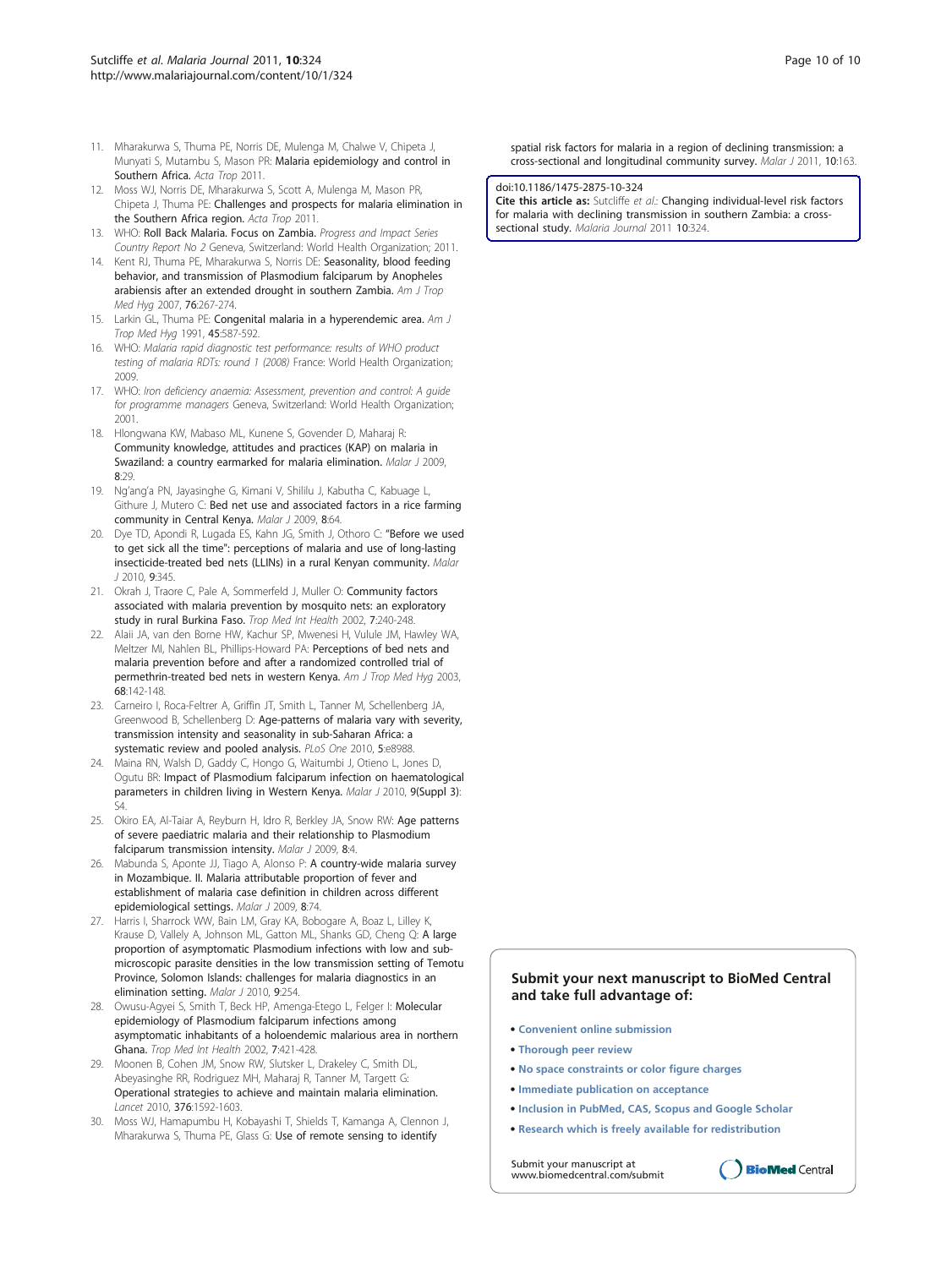11. Mharakurwa S, Thuma PE, Norris DE, Mulenga M, Chalwe V, Chipeta J, Munyati S, Mutambu S, Mason PR: Malaria epidemiology and control in Southern Africa. *Acta Trop* 2011.
12. Moss WJ, Norris DE, Mharakurwa S, Scott A, Mulenga M, Mason PR, Chipeta J, Thuma PE: Challenges and prospects for malaria elimination in the Southern Africa region. *Acta Trop* 2011.
13. WHO: Roll Back Malaria. Focus on Zambia. *Progress and Impact Series Country Report No 2* Geneva, Switzerland: World Health Organization; 2011.
14. Kent RJ, Thuma PE, Mharakurwa S, Norris DE: Seasonality, blood feeding behavior, and transmission of Plasmodium falciparum by Anopheles arabiensis after an extended drought in southern Zambia. *Am J Trop Med Hyg* 2007, **76**:267-274.
15. Larkin GL, Thuma PE: Congenital malaria in a hyperendemic area. *Am J Trop Med Hyg* 1991, **45**:587-592.
16. WHO: *Malaria rapid diagnostic test performance: results of WHO product testing of malaria RDTs: round 1 (2008)* France: World Health Organization; 2009.
17. WHO: *Iron deficiency anaemia: Assessment, prevention and control: A guide for programme managers* Geneva, Switzerland: World Health Organization; 2001.
18. Hlongwana KW, Mabaso ML, Kunene S, Govender D, Maharaj R: Community knowledge, attitudes and practices (KAP) on malaria in Swaziland: a country earmarked for malaria elimination. *Malar J* 2009, **8**:29.
19. Ng'ang'a PN, Jayasinghe G, Kimani V, Shililu J, Kabutha C, Kabuage L, Githure J, Mutero C: Bed net use and associated factors in a rice farming community in Central Kenya. *Malar J* 2009, **8**:64.
20. Dye TD, Apondi R, Lugada ES, Kahn JG, Smith J, Othoro C: "Before we used to get sick all the time": perceptions of malaria and use of long-lasting insecticide-treated bed nets (LLINs) in a rural Kenyan community. *Malar J* 2010, **9**:345.
21. Okrah J, Traore C, Pale A, Sommerfeld J, Muller O: Community factors associated with malaria prevention by mosquito nets: an exploratory study in rural Burkina Faso. *Trop Med Int Health* 2002, **7**:240-248.
22. Alaii JA, van den Borne HW, Kachur SP, Mwenesi H, Vulule JM, Hawley WA, Meltzer MI, Nahlen BL, Phillips-Howard PA: Perceptions of bed nets and malaria prevention before and after a randomized controlled trial of permethrin-treated bed nets in western Kenya. *Am J Trop Med Hyg* 2003, **68**:142-148.
23. Carneiro I, Roca-Feltrer A, Griffin JT, Smith L, Tanner M, Schellenberg JA, Greenwood B, Schellenberg D: Age-patterns of malaria vary with severity, transmission intensity and seasonality in sub-Saharan Africa: a systematic review and pooled analysis. *PLoS One* 2010, **5**:e8988.
24. Maina RN, Walsh D, Gaddy C, Hongo G, Waitumbi J, Otieno L, Jones D, Ogutu BR: Impact of Plasmodium falciparum infection on haematological parameters in children living in Western Kenya. *Malar J* 2010, **9**(Suppl 3):S4.
25. Okiro EA, Al-Taiar A, Reyburn H, Idro R, Berkley JA, Snow RW: Age patterns of severe paediatric malaria and their relationship to Plasmodium falciparum transmission intensity. *Malar J* 2009, **8**:4.
26. Mabunda S, Aponte JJ, Tiago A, Alonso P: A country-wide malaria survey in Mozambique. II. Malaria attributable proportion of fever and establishment of malaria case definition in children across different epidemiological settings. *Malar J* 2009, **8**:74.
27. Harris I, Sharrock WW, Bain LM, Gray KA, Bobogare A, Boaz L, Lilley K, Krause D, Vallely A, Johnson ML, Gatton ML, Shanks GD, Cheng Q: A large proportion of asymptomatic Plasmodium infections with low and sub-microscopic parasite densities in the low transmission setting of Temotu Province, Solomon Islands: challenges for malaria diagnostics in an elimination setting. *Malar J* 2010, **9**:254.
28. Owusu-Agyei S, Smith T, Beck HP, Amenga-Etego L, Felger I: Molecular epidemiology of Plasmodium falciparum infections among asymptomatic inhabitants of a holoendemic malarious area in northern Ghana. *Trop Med Int Health* 2002, **7**:421-428.
29. Moonen B, Cohen JM, Snow RW, Slutsker L, Drakeley C, Smith DL, Abeyasinghe RR, Rodriguez MH, Maharaj R, Tanner M, Targett G: Operational strategies to achieve and maintain malaria elimination. *Lancet* 2010, **376**:1592-1603.
30. Moss WJ, Hamapumbu H, Kobayashi T, Shields T, Kamanga A, Clennon J, Mharakurwa S, Thuma PE, Glass G: Use of remote sensing to identify spatial risk factors for malaria in a region of declining transmission: a cross-sectional and longitudinal community survey. *Malar J* 2011, **10**:163.

doi:10.1186/1475-2875-10-324

**Cite this article as:** Sutcliffe *et al.*: Changing individual-level risk factors for malaria with declining transmission in southern Zambia: a cross-sectional study. *Malaria Journal* 2011 **10**:324.

**Submit your next manuscript to BioMed Central and take full advantage of:**

- Convenient online submission
- Thorough peer review
- No space constraints or color figure charges
- Immediate publication on acceptance
- Inclusion in PubMed, CAS, Scopus and Google Scholar
- Research which is freely available for redistribution

Submit your manuscript at www.biomedcentral.com/submit

BioMed Central